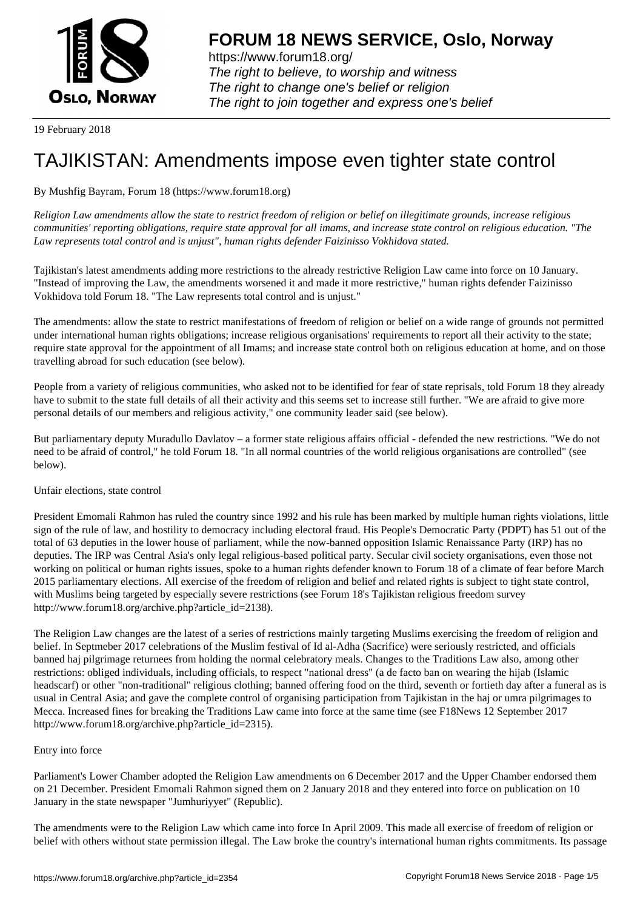19 February 2018

# TAJIKISTAN: Amendments impose even tighter state control

By Mushfig Bayram, Forum 18 (https://www.forum18.org)

*Religion Law amendments allow the state to restrict freedom of religion or belief on illegitimate grounds, increase religious communities' reporting obligations, require state approval for all imams, and increase state control on religious education. "The Law represents total control and is unjust", human rights defender Faizinisso Vokhidova stated.*

Tajikistan's latest amendments adding more restrictions to the already restrictive Religion Law came into force on 10 January. "Instead of improving the Law, the amendments worsened it and made it more restrictive," human rights defender Faizinisso Vokhidova told Forum 18. "The Law represents total control and is unjust."

The amendments: allow the state to restrict manifestations of freedom of religion or belief on a wide range of grounds not permitted under international human rights obligations; increase religious organisations' requirements to report all their activity to the state; require state approval for the appointment of all Imams; and increase state control both on religious education at home, and on those travelling abroad for such education (see below).

People from a variety of religious communities, who asked not to be identified for fear of state reprisals, told Forum 18 they already have to submit to the state full details of all their activity and this seems set to increase still further. "We are afraid to give more personal details of our members and religious activity," one community leader said (see below).

But parliamentary deputy Muradullo Davlatov – a former state religious affairs official - defended the new restrictions. "We do not need to be afraid of control," he told Forum 18. "In all normal countries of the world religious organisations are controlled" (see below).

Unfair elections, state control

President Emomali Rahmon has ruled the country since 1992 and his rule has been marked by multiple human rights violations, little sign of the rule of law, and hostility to democracy including electoral fraud. His People's Democratic Party (PDPT) has 51 out of the total of 63 deputies in the lower house of parliament, while the now-banned opposition Islamic Renaissance Party (IRP) has no deputies. The IRP was Central Asia's only legal religious-based political party. Secular civil society organisations, even those not working on political or human rights issues, spoke to a human rights defender known to Forum 18 of a climate of fear before March 2015 parliamentary elections. All exercise of the freedom of religion and belief and related rights is subject to tight state control, with Muslims being targeted by especially severe restrictions (see Forum 18's Tajikistan religious freedom survey http://www.forum18.org/archive.php?article_id=2138).

The Religion Law changes are the latest of a series of restrictions mainly targeting Muslims exercising the freedom of religion and belief. In Septmeber 2017 celebrations of the Muslim festival of Id al-Adha (Sacrifice) were seriously restricted, and officials banned haj pilgrimage returnees from holding the normal celebratory meals. Changes to the Traditions Law also, among other restrictions: obliged individuals, including officials, to respect "national dress" (a de facto ban on wearing the hijab (Islamic headscarf) or other "non-traditional" religious clothing; banned offering food on the third, seventh or fortieth day after a funeral as is usual in Central Asia; and gave the complete control of organising participation from Tajikistan in the haj or umra pilgrimages to Mecca. Increased fines for breaking the Traditions Law came into force at the same time (see F18News 12 September 2017 http://www.forum18.org/archive.php?article_id=2315).

Entry into force

Parliament's Lower Chamber adopted the Religion Law amendments on 6 December 2017 and the Upper Chamber endorsed them on 21 December. President Emomali Rahmon signed them on 2 January 2018 and they entered into force on publication on 10 January in the state newspaper "Jumhuriyyet" (Republic).

The amendments were to the Religion Law which came into force In April 2009. This made all exercise of freedom of religion or belief with others without state permission illegal. The Law broke the country's international human rights commitments. Its passage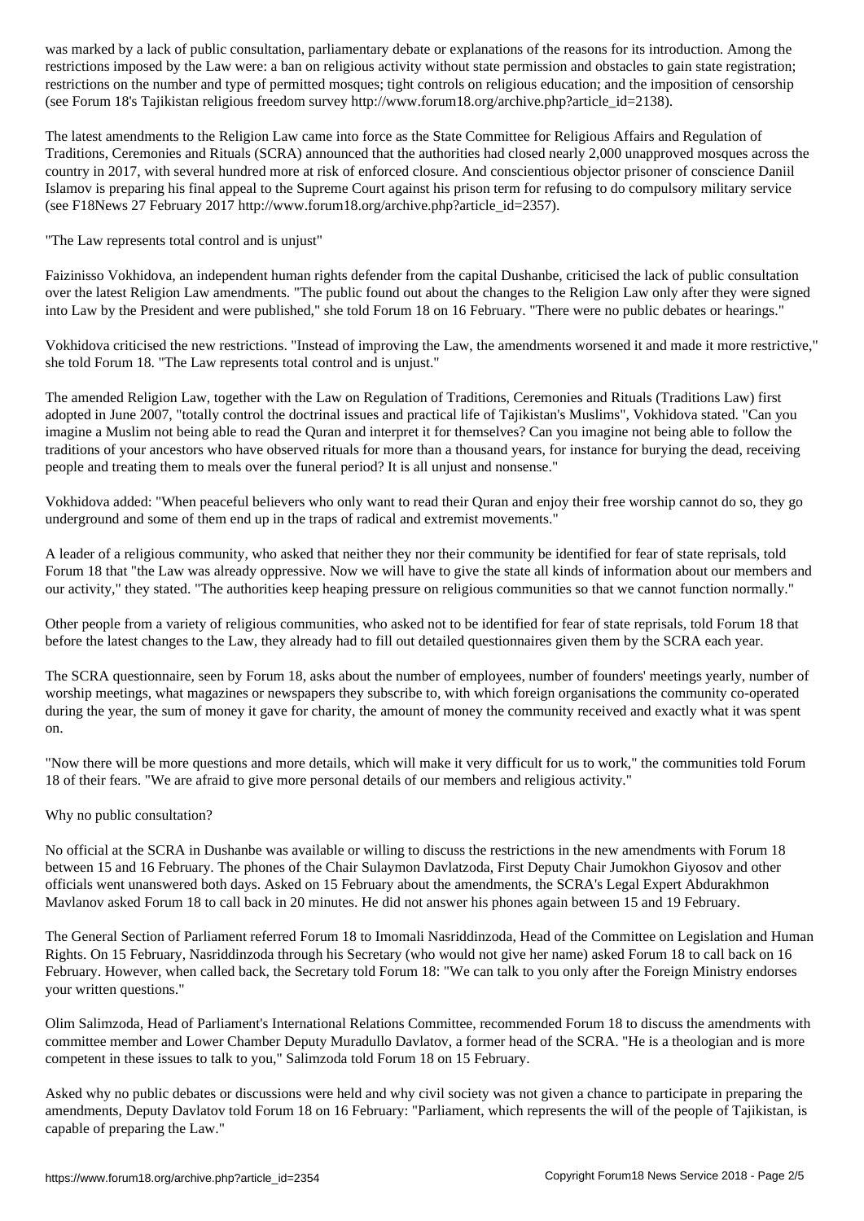was marked by a lack of public consultation, parliamentary debate or explanations of the reasons for its introduction. Among the restrictions imposed by the Law were: a ban on religious activity without state permission and obstacles to gain state registration; restrictions on the number and type of permitted mosques; tight controls on religious education; and the imposition of censorship (see Forum 18's Tajikistan religious freedom survey http://www.forum18.org/archive.php?article_id=2138).

The latest amendments to the Religion Law came into force as the State Committee for Religious Affairs and Regulation of Traditions, Ceremonies and Rituals (SCRA) announced that the authorities had closed nearly 2,000 unapproved mosques across the country in 2017, with several hundred more at risk of enforced closure. And conscientious objector prisoner of conscience Daniil Islamov is preparing his final appeal to the Supreme Court against his prison term for refusing to do compulsory military service (see F18News 27 February 2017 http://www.forum18.org/archive.php?article_id=2357).

"The Law represents total control and is unjust"

Faizinisso Vokhidova, an independent human rights defender from the capital Dushanbe, criticised the lack of public consultation over the latest Religion Law amendments. "The public found out about the changes to the Religion Law only after they were signed into Law by the President and were published," she told Forum 18 on 16 February. "There were no public debates or hearings."

Vokhidova criticised the new restrictions. "Instead of improving the Law, the amendments worsened it and made it more restrictive," she told Forum 18. "The Law represents total control and is unjust."

The amended Religion Law, together with the Law on Regulation of Traditions, Ceremonies and Rituals (Traditions Law) first adopted in June 2007, "totally control the doctrinal issues and practical life of Tajikistan's Muslims", Vokhidova stated. "Can you imagine a Muslim not being able to read the Quran and interpret it for themselves? Can you imagine not being able to follow the traditions of your ancestors who have observed rituals for more than a thousand years, for instance for burying the dead, receiving people and treating them to meals over the funeral period? It is all unjust and nonsense."

Vokhidova added: "When peaceful believers who only want to read their Quran and enjoy their free worship cannot do so, they go underground and some of them end up in the traps of radical and extremist movements."

A leader of a religious community, who asked that neither they nor their community be identified for fear of state reprisals, told Forum 18 that "the Law was already oppressive. Now we will have to give the state all kinds of information about our members and our activity," they stated. "The authorities keep heaping pressure on religious communities so that we cannot function normally."

Other people from a variety of religious communities, who asked not to be identified for fear of state reprisals, told Forum 18 that before the latest changes to the Law, they already had to fill out detailed questionnaires given them by the SCRA each year.

The SCRA questionnaire, seen by Forum 18, asks about the number of employees, number of founders' meetings yearly, number of worship meetings, what magazines or newspapers they subscribe to, with which foreign organisations the community co-operated during the year, the sum of money it gave for charity, the amount of money the community received and exactly what it was spent on.

"Now there will be more questions and more details, which will make it very difficult for us to work," the communities told Forum 18 of their fears. "We are afraid to give more personal details of our members and religious activity."

Why no public consultation?

No official at the SCRA in Dushanbe was available or willing to discuss the restrictions in the new amendments with Forum 18 between 15 and 16 February. The phones of the Chair Sulaymon Davlatzoda, First Deputy Chair Jumokhon Giyosov and other officials went unanswered both days. Asked on 15 February about the amendments, the SCRA's Legal Expert Abdurakhmon Mavlanov asked Forum 18 to call back in 20 minutes. He did not answer his phones again between 15 and 19 February.

The General Section of Parliament referred Forum 18 to Imomali Nasriddinzoda, Head of the Committee on Legislation and Human Rights. On 15 February, Nasriddinzoda through his Secretary (who would not give her name) asked Forum 18 to call back on 16 February. However, when called back, the Secretary told Forum 18: "We can talk to you only after the Foreign Ministry endorses your written questions."

Olim Salimzoda, Head of Parliament's International Relations Committee, recommended Forum 18 to discuss the amendments with committee member and Lower Chamber Deputy Muradullo Davlatov, a former head of the SCRA. "He is a theologian and is more competent in these issues to talk to you," Salimzoda told Forum 18 on 15 February.

Asked why no public debates or discussions were held and why civil society was not given a chance to participate in preparing the amendments, Deputy Davlatov told Forum 18 on 16 February: "Parliament, which represents the will of the people of Tajikistan, is capable of preparing the Law."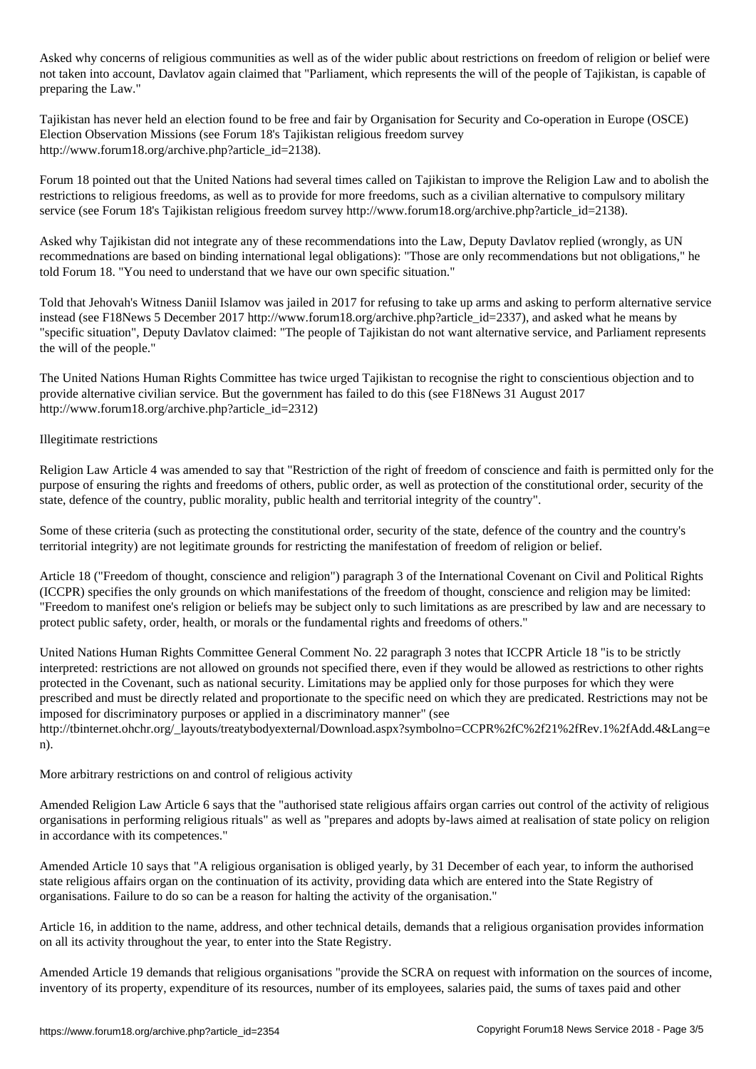Asked why concerns of religious communities as well as of the wider public about restrictions on freedom of religion or belief were not taken into account, Davlatov again claimed that "Parliament, which represents the will of the people of Tajikistan, is capable of preparing the Law."

Tajikistan has never held an election found to be free and fair by Organisation for Security and Co-operation in Europe (OSCE) Election Observation Missions (see Forum 18's Tajikistan religious freedom survey http://www.forum18.org/archive.php?article_id=2138).

Forum 18 pointed out that the United Nations had several times called on Tajikistan to improve the Religion Law and to abolish the restrictions to religious freedoms, as well as to provide for more freedoms, such as a civilian alternative to compulsory military service (see Forum 18's Tajikistan religious freedom survey http://www.forum18.org/archive.php?article_id=2138).

Asked why Tajikistan did not integrate any of these recommendations into the Law, Deputy Davlatov replied (wrongly, as UN recommednations are based on binding international legal obligations): "Those are only recommendations but not obligations," he told Forum 18. "You need to understand that we have our own specific situation."

Told that Jehovah's Witness Daniil Islamov was jailed in 2017 for refusing to take up arms and asking to perform alternative service instead (see F18News 5 December 2017 http://www.forum18.org/archive.php?article_id=2337), and asked what he means by "specific situation", Deputy Davlatov claimed: "The people of Tajikistan do not want alternative service, and Parliament represents the will of the people."

The United Nations Human Rights Committee has twice urged Tajikistan to recognise the right to conscientious objection and to provide alternative civilian service. But the government has failed to do this (see F18News 31 August 2017 http://www.forum18.org/archive.php?article_id=2312)

Illegitimate restrictions

Religion Law Article 4 was amended to say that "Restriction of the right of freedom of conscience and faith is permitted only for the purpose of ensuring the rights and freedoms of others, public order, as well as protection of the constitutional order, security of the state, defence of the country, public morality, public health and territorial integrity of the country".

Some of these criteria (such as protecting the constitutional order, security of the state, defence of the country and the country's territorial integrity) are not legitimate grounds for restricting the manifestation of freedom of religion or belief.

Article 18 ("Freedom of thought, conscience and religion") paragraph 3 of the International Covenant on Civil and Political Rights (ICCPR) specifies the only grounds on which manifestations of the freedom of thought, conscience and religion may be limited: "Freedom to manifest one's religion or beliefs may be subject only to such limitations as are prescribed by law and are necessary to protect public safety, order, health, or morals or the fundamental rights and freedoms of others."

United Nations Human Rights Committee General Comment No. 22 paragraph 3 notes that ICCPR Article 18 "is to be strictly interpreted: restrictions are not allowed on grounds not specified there, even if they would be allowed as restrictions to other rights protected in the Covenant, such as national security. Limitations may be applied only for those purposes for which they were prescribed and must be directly related and proportionate to the specific need on which they are predicated. Restrictions may not be imposed for discriminatory purposes or applied in a discriminatory manner" (see http://tbinternet.ohchr.org/_layouts/treatybodyexternal/Download.aspx?symbolno=CCPR%2fC%2f21%2fRev.1%2fAdd.4&Lang=en).

More arbitrary restrictions on and control of religious activity

Amended Religion Law Article 6 says that the "authorised state religious affairs organ carries out control of the activity of religious organisations in performing religious rituals" as well as "prepares and adopts by-laws aimed at realisation of state policy on religion in accordance with its competences."

Amended Article 10 says that "A religious organisation is obliged yearly, by 31 December of each year, to inform the authorised state religious affairs organ on the continuation of its activity, providing data which are entered into the State Registry of organisations. Failure to do so can be a reason for halting the activity of the organisation."

Article 16, in addition to the name, address, and other technical details, demands that a religious organisation provides information on all its activity throughout the year, to enter into the State Registry.

Amended Article 19 demands that religious organisations "provide the SCRA on request with information on the sources of income, inventory of its property, expenditure of its resources, number of its employees, salaries paid, the sums of taxes paid and other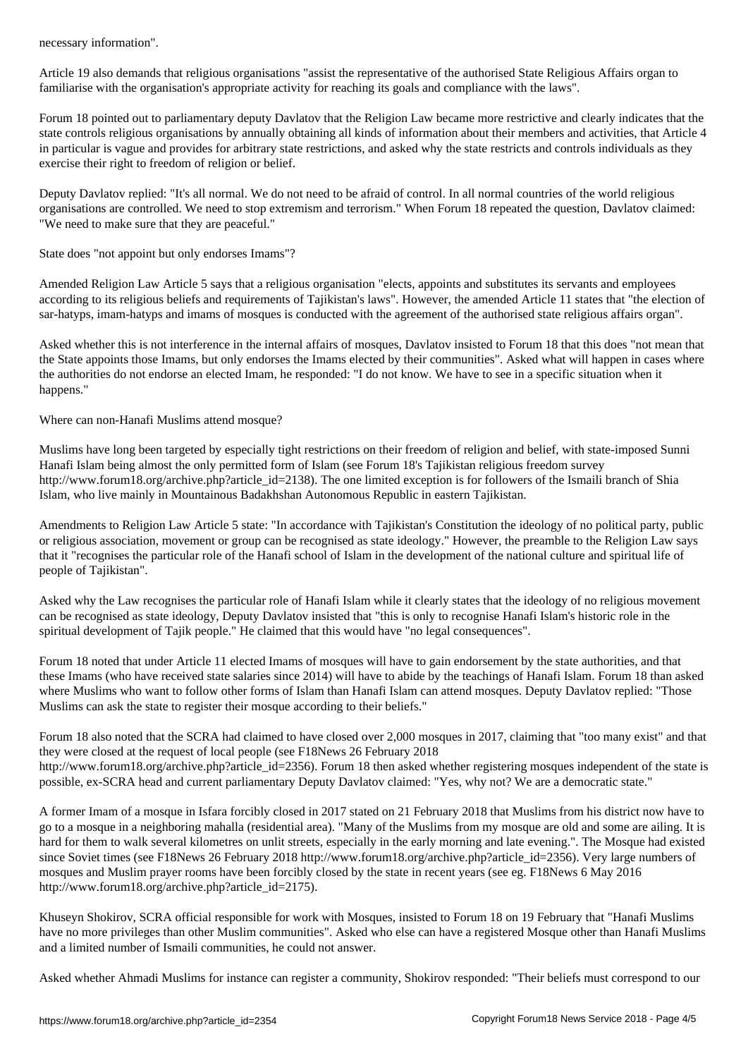necessary information".

Article 19 also demands that religious organisations "assist the representative of the authorised State Religious Affairs organ to familiarise with the organisation's appropriate activity for reaching its goals and compliance with the laws".

Forum 18 pointed out to parliamentary deputy Davlatov that the Religion Law became more restrictive and clearly indicates that the state controls religious organisations by annually obtaining all kinds of information about their members and activities, that Article 4 in particular is vague and provides for arbitrary state restrictions, and asked why the state restricts and controls individuals as they exercise their right to freedom of religion or belief.

Deputy Davlatov replied: "It's all normal. We do not need to be afraid of control. In all normal countries of the world religious organisations are controlled. We need to stop extremism and terrorism." When Forum 18 repeated the question, Davlatov claimed: "We need to make sure that they are peaceful."

## State does "not appoint but only endorses Imams"?

Amended Religion Law Article 5 says that a religious organisation "elects, appoints and substitutes its servants and employees according to its religious beliefs and requirements of Tajikistan's laws". However, the amended Article 11 states that "the election of sar-hatyps, imam-hatyps and imams of mosques is conducted with the agreement of the authorised state religious affairs organ".

Asked whether this is not interference in the internal affairs of mosques, Davlatov insisted to Forum 18 that this does "not mean that the State appoints those Imams, but only endorses the Imams elected by their communities". Asked what will happen in cases where the authorities do not endorse an elected Imam, he responded: "I do not know. We have to see in a specific situation when it happens."

## Where can non-Hanafi Muslims attend mosque?

Muslims have long been targeted by especially tight restrictions on their freedom of religion and belief, with state-imposed Sunni Hanafi Islam being almost the only permitted form of Islam (see Forum 18's Tajikistan religious freedom survey http://www.forum18.org/archive.php?article_id=2138). The one limited exception is for followers of the Ismaili branch of Shia Islam, who live mainly in Mountainous Badakhshan Autonomous Republic in eastern Tajikistan.

Amendments to Religion Law Article 5 state: "In accordance with Tajikistan's Constitution the ideology of no political party, public or religious association, movement or group can be recognised as state ideology." However, the preamble to the Religion Law says that it "recognises the particular role of the Hanafi school of Islam in the development of the national culture and spiritual life of people of Tajikistan".

Asked why the Law recognises the particular role of Hanafi Islam while it clearly states that the ideology of no religious movement can be recognised as state ideology, Deputy Davlatov insisted that "this is only to recognise Hanafi Islam's historic role in the spiritual development of Tajik people." He claimed that this would have "no legal consequences".

Forum 18 noted that under Article 11 elected Imams of mosques will have to gain endorsement by the state authorities, and that these Imams (who have received state salaries since 2014) will have to abide by the teachings of Hanafi Islam. Forum 18 than asked where Muslims who want to follow other forms of Islam than Hanafi Islam can attend mosques. Deputy Davlatov replied: "Those Muslims can ask the state to register their mosque according to their beliefs."

Forum 18 also noted that the SCRA had claimed to have closed over 2,000 mosques in 2017, claiming that "too many exist" and that they were closed at the request of local people (see F18News 26 February 2018 http://www.forum18.org/archive.php?article_id=2356). Forum 18 then asked whether registering mosques independent of the state is possible, ex-SCRA head and current parliamentary Deputy Davlatov claimed: "Yes, why not? We are a democratic state."

A former Imam of a mosque in Isfara forcibly closed in 2017 stated on 21 February 2018 that Muslims from his district now have to go to a mosque in a neighboring mahalla (residential area). "Many of the Muslims from my mosque are old and some are ailing. It is hard for them to walk several kilometres on unlit streets, especially in the early morning and late evening.". The Mosque had existed since Soviet times (see F18News 26 February 2018 http://www.forum18.org/archive.php?article_id=2356). Very large numbers of mosques and Muslim prayer rooms have been forcibly closed by the state in recent years (see eg. F18News 6 May 2016 http://www.forum18.org/archive.php?article_id=2175).

Khuseyn Shokirov, SCRA official responsible for work with Mosques, insisted to Forum 18 on 19 February that "Hanafi Muslims have no more privileges than other Muslim communities". Asked who else can have a registered Mosque other than Hanafi Muslims and a limited number of Ismaili communities, he could not answer.

Asked whether Ahmadi Muslims for instance can register a community, Shokirov responded: "Their beliefs must correspond to our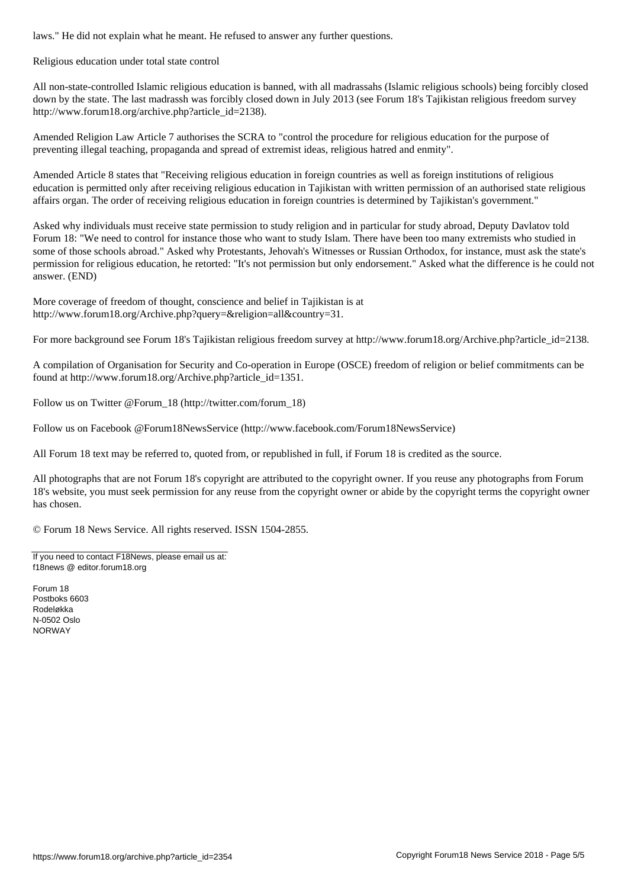laws." He did not explain what he meant. He refused to answer any further questions.

Religious education under total state control

All non-state-controlled Islamic religious education is banned, with all madrassahs (Islamic religious schools) being forcibly closed down by the state. The last madrassh was forcibly closed down in July 2013 (see Forum 18's Tajikistan religious freedom survey http://www.forum18.org/archive.php?article_id=2138).

Amended Religion Law Article 7 authorises the SCRA to "control the procedure for religious education for the purpose of preventing illegal teaching, propaganda and spread of extremist ideas, religious hatred and enmity".

Amended Article 8 states that "Receiving religious education in foreign countries as well as foreign institutions of religious education is permitted only after receiving religious education in Tajikistan with written permission of an authorised state religious affairs organ. The order of receiving religious education in foreign countries is determined by Tajikistan's government."

Asked why individuals must receive state permission to study religion and in particular for study abroad, Deputy Davlatov told Forum 18: "We need to control for instance those who want to study Islam. There have been too many extremists who studied in some of those schools abroad." Asked why Protestants, Jehovah's Witnesses or Russian Orthodox, for instance, must ask the state's permission for religious education, he retorted: "It's not permission but only endorsement." Asked what the difference is he could not answer. (END)

More coverage of freedom of thought, conscience and belief in Tajikistan is at http://www.forum18.org/Archive.php?query=&religion=all&country=31.

For more background see Forum 18's Tajikistan religious freedom survey at http://www.forum18.org/Archive.php?article_id=2138.

A compilation of Organisation for Security and Co-operation in Europe (OSCE) freedom of religion or belief commitments can be found at http://www.forum18.org/Archive.php?article_id=1351.

Follow us on Twitter @Forum_18 (http://twitter.com/forum_18)

Follow us on Facebook @Forum18NewsService (http://www.facebook.com/Forum18NewsService)

All Forum 18 text may be referred to, quoted from, or republished in full, if Forum 18 is credited as the source.

All photographs that are not Forum 18's copyright are attributed to the copyright owner. If you reuse any photographs from Forum 18's website, you must seek permission for any reuse from the copyright owner or abide by the copyright terms the copyright owner has chosen.

© Forum 18 News Service. All rights reserved. ISSN 1504-2855.

If you need to contact F18News, please email us at:
f18news @ editor.forum18.org

Forum 18
Postboks 6603
Rodeløkka
N-0502 Oslo
NORWAY